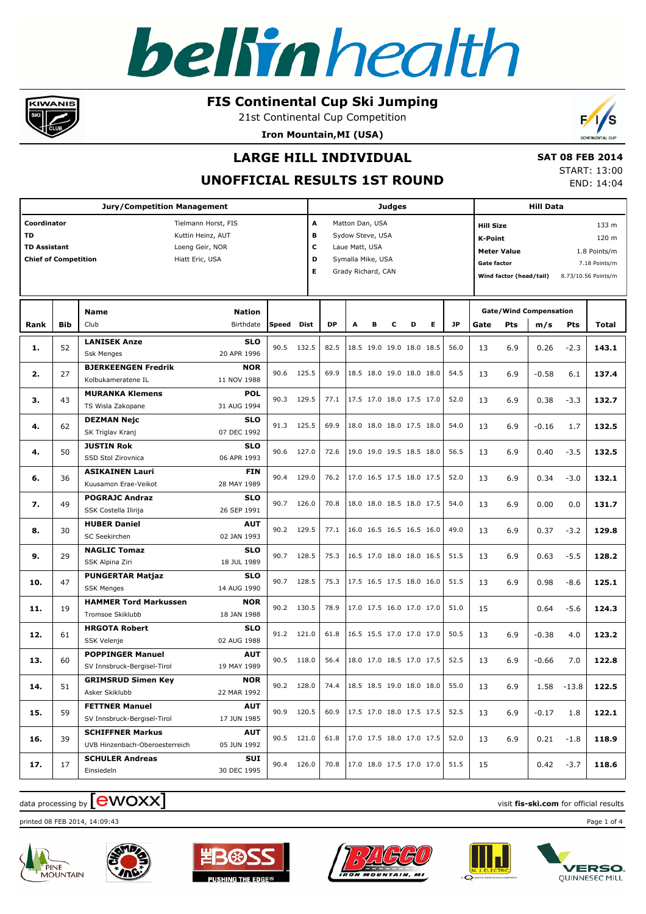# FIS Continental Cup Ski Jumping

21st Continental Cup Competition

**Iron Mountain,MI (USA)**

## LARGE HILL INDIVIDUAL

## UNOFFICIAL RESULTS 1ST ROUND

**SAT 08 FEB 2014**

START: 13:00

END: 14:04

| Jury/Competition Management | | Judges | | Hill Data | |
|---|---|---|---|---|---|
| **Coordinator** | Tielmann Horst, FIS | **A** | Matton Dan, USA | **Hill Size** | 133 m |
| **TD** | Kuttin Heinz, AUT | **B** | Sydow Steve, USA | **K-Point** | 120 m |
| **TD Assistant** | Loeng Geir, NOR | **C** | Laue Matt, USA | **Meter Value** | 1.8 Points/m |
| **Chief of Competition** | Hiatt Eric, USA | **D** | Symalla Mike, USA | **Gate factor** | 7.18 Points/m |
| | | **E** | Grady Richard, CAN | **Wind factor (head/tail)** | 8.73/10.56 Points/m |

| Rank | Bib | Name / Club | Nation / Birthdate | Speed | Dist | DP | A | B | C | D | E | JP | Gate | Pts | m/s | Pts | Total |
|---|---|---|---|---|---|---|---|---|---|---|---|---|---|---|---|---|---|
| **1.** | 52 | **LANISEK Anze** Ssk Menges | **SLO** 20 APR 1996 | 90.5 | 132.5 | 82.5 | 18.5 | 19.0 | 19.0 | 18.0 | 18.5 | 56.0 | 13 | 6.9 | 0.26 | -2.3 | **143.1** |
| **2.** | 27 | **BJERKEENGEN Fredrik** Kolbukameratene IL | **NOR** 11 NOV 1988 | 90.6 | 125.5 | 69.9 | 18.5 | 18.0 | 19.0 | 18.0 | 18.0 | 54.5 | 13 | 6.9 | -0.58 | 6.1 | **137.4** |
| **3.** | 43 | **MURANKA Klemens** TS Wisla Zakopane | **POL** 31 AUG 1994 | 90.3 | 129.5 | 77.1 | 17.5 | 17.0 | 18.0 | 17.5 | 17.0 | 52.0 | 13 | 6.9 | 0.38 | -3.3 | **132.7** |
| **4.** | 62 | **DEZMAN Nejc** SK Triglav Kranj | **SLO** 07 DEC 1992 | 91.3 | 125.5 | 69.9 | 18.0 | 18.0 | 18.0 | 17.5 | 18.0 | 54.0 | 13 | 6.9 | -0.16 | 1.7 | **132.5** |
| **4.** | 50 | **JUSTIN Rok** SSD Stol Zirovnica | **SLO** 06 APR 1993 | 90.6 | 127.0 | 72.6 | 19.0 | 19.0 | 19.5 | 18.5 | 18.0 | 56.5 | 13 | 6.9 | 0.40 | -3.5 | **132.5** |
| **6.** | 36 | **ASIKAINEN Lauri** Kuusamon Erae-Veikot | **FIN** 28 MAY 1989 | 90.4 | 129.0 | 76.2 | 17.0 | 16.5 | 17.5 | 18.0 | 17.5 | 52.0 | 13 | 6.9 | 0.34 | -3.0 | **132.1** |
| **7.** | 49 | **POGRAJC Andraz** SSK Costella Ilirija | **SLO** 26 SEP 1991 | 90.7 | 126.0 | 70.8 | 18.0 | 18.0 | 18.5 | 18.0 | 17.5 | 54.0 | 13 | 6.9 | 0.00 | 0.0 | **131.7** |
| **8.** | 30 | **HUBER Daniel** SC Seekirchen | **AUT** 02 JAN 1993 | 90.2 | 129.5 | 77.1 | 16.0 | 16.5 | 16.5 | 16.5 | 16.0 | 49.0 | 13 | 6.9 | 0.37 | -3.2 | **129.8** |
| **9.** | 29 | **NAGLIC Tomaz** SSK Alpina Ziri | **SLO** 18 JUL 1989 | 90.7 | 128.5 | 75.3 | 16.5 | 17.0 | 18.0 | 18.0 | 16.5 | 51.5 | 13 | 6.9 | 0.63 | -5.5 | **128.2** |
| **10.** | 47 | **PUNGERTAR Matjaz** SSK Menges | **SLO** 14 AUG 1990 | 90.7 | 128.5 | 75.3 | 17.5 | 16.5 | 17.5 | 18.0 | 16.0 | 51.5 | 13 | 6.9 | 0.98 | -8.6 | **125.1** |
| **11.** | 19 | **HAMMER Tord Markussen** Tromsoe Skiklubb | **NOR** 18 JAN 1988 | 90.2 | 130.5 | 78.9 | 17.0 | 17.5 | 16.0 | 17.0 | 17.0 | 51.0 | 15 | | 0.64 | -5.6 | **124.3** |
| **12.** | 61 | **HRGOTA Robert** SSK Velenje | **SLO** 02 AUG 1988 | 91.2 | 121.0 | 61.8 | 16.5 | 15.5 | 17.0 | 17.0 | 17.0 | 50.5 | 13 | 6.9 | -0.38 | 4.0 | **123.2** |
| **13.** | 60 | **POPPINGER Manuel** SV Innsbruck-Bergisel-Tirol | **AUT** 19 MAY 1989 | 90.5 | 118.0 | 56.4 | 18.0 | 17.0 | 18.5 | 17.0 | 17.5 | 52.5 | 13 | 6.9 | -0.66 | 7.0 | **122.8** |
| **14.** | 51 | **GRIMSRUD Simen Key** Asker Skiklubb | **NOR** 22 MAR 1992 | 90.2 | 128.0 | 74.4 | 18.5 | 18.5 | 19.0 | 18.0 | 18.0 | 55.0 | 13 | 6.9 | 1.58 | -13.8 | **122.5** |
| **15.** | 59 | **FETTNER Manuel** SV Innsbruck-Bergisel-Tirol | **AUT** 17 JUN 1985 | 90.9 | 120.5 | 60.9 | 17.5 | 17.0 | 18.0 | 17.5 | 17.5 | 52.5 | 13 | 6.9 | -0.17 | 1.8 | **122.1** |
| **16.** | 39 | **SCHIFFNER Markus** UVB Hinzenbach-Oberoesterreich | **AUT** 05 JUN 1992 | 90.5 | 121.0 | 61.8 | 17.0 | 17.5 | 18.0 | 17.0 | 17.5 | 52.0 | 13 | 6.9 | 0.21 | -1.8 | **118.9** |
| **17.** | 17 | **SCHULER Andreas** Einsiedeln | **SUI** 30 DEC 1995 | 90.4 | 126.0 | 70.8 | 17.0 | 18.0 | 17.5 | 17.0 | 17.0 | 51.5 | 15 | | 0.42 | -3.7 | **118.6** |

data processing by ewoxx — visit **fis-ski.com** for official results

printed 08 FEB 2014, 14:09:43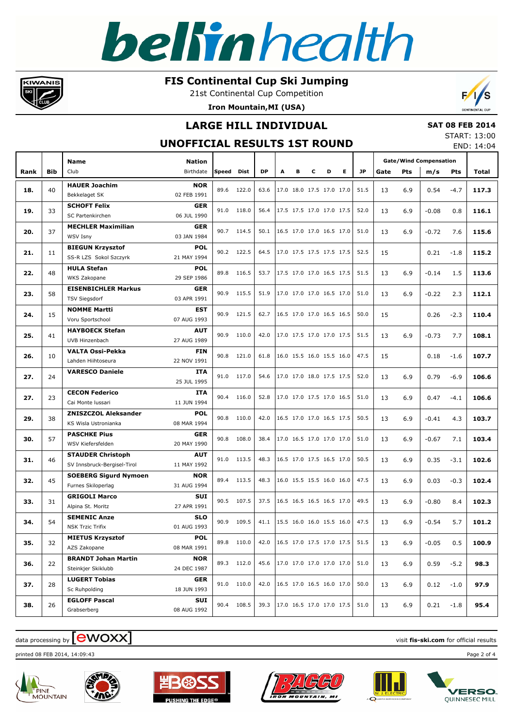# FIS Continental Cup Ski Jumping

21st Continental Cup Competition

**Iron Mountain,MI (USA)**

## LARGE HILL INDIVIDUAL

**SAT 08 FEB 2014**

START: 13:00

END: 14:04

## UNOFFICIAL RESULTS 1ST ROUND

| Rank | Bib | Name / Club | Nation / Birthdate | Speed | Dist | DP | A | B | C | D | E | JP | Gate | Pts | m/s | Pts | Total |
|---|---|---|---|---|---|---|---|---|---|---|---|---|---|---|---|---|---|
| 18. | 40 | **HAUER Joachim** Bekkelaget SK | **NOR** 02 FEB 1991 | 89.6 | 122.0 | 63.6 | 17.0 | 18.0 | 17.5 | 17.0 | 17.0 | 51.5 | 13 | 6.9 | 0.54 | -4.7 | **117.3** |
| 19. | 33 | **SCHOFT Felix** SC Partenkirchen | **GER** 06 JUL 1990 | 91.0 | 118.0 | 56.4 | 17.5 | 17.5 | 17.0 | 17.0 | 17.5 | 52.0 | 13 | 6.9 | -0.08 | 0.8 | **116.1** |
| 20. | 37 | **MECHLER Maximilian** WSV Isny | **GER** 03 JAN 1984 | 90.7 | 114.5 | 50.1 | 16.5 | 17.0 | 17.0 | 16.5 | 17.0 | 51.0 | 13 | 6.9 | -0.72 | 7.6 | **115.6** |
| 21. | 11 | **BIEGUN Krzysztof** SS-R LZS Sokol Szczyrk | **POL** 21 MAY 1994 | 90.2 | 122.5 | 64.5 | 17.0 | 17.5 | 17.5 | 17.5 | 17.5 | 52.5 | 15 | | 0.21 | -1.8 | **115.2** |
| 22. | 48 | **HULA Stefan** WKS Zakopane | **POL** 29 SEP 1986 | 89.8 | 116.5 | 53.7 | 17.5 | 17.0 | 17.0 | 16.5 | 17.5 | 51.5 | 13 | 6.9 | -0.14 | 1.5 | **113.6** |
| 23. | 58 | **EISENBICHLER Markus** TSV Siegsdorf | **GER** 03 APR 1991 | 90.9 | 115.5 | 51.9 | 17.0 | 17.0 | 17.0 | 16.5 | 17.0 | 51.0 | 13 | 6.9 | -0.22 | 2.3 | **112.1** |
| 24. | 15 | **NOMME Martti** Voru Sportschool | **EST** 07 AUG 1993 | 90.9 | 121.5 | 62.7 | 16.5 | 17.0 | 17.0 | 16.5 | 16.5 | 50.0 | 15 | | 0.26 | -2.3 | **110.4** |
| 25. | 41 | **HAYBOECK Stefan** UVB Hinzenbach | **AUT** 27 AUG 1989 | 90.9 | 110.0 | 42.0 | 17.0 | 17.5 | 17.0 | 17.0 | 17.5 | 51.5 | 13 | 6.9 | -0.73 | 7.7 | **108.1** |
| 26. | 10 | **VALTA Ossi-Pekka** Lahden Hiihtoseura | **FIN** 22 NOV 1991 | 90.8 | 121.0 | 61.8 | 16.0 | 15.5 | 16.0 | 15.5 | 16.0 | 47.5 | 15 | | 0.18 | -1.6 | **107.7** |
| 27. | 24 | **VARESCO Daniele** | **ITA** 25 JUL 1995 | 91.0 | 117.0 | 54.6 | 17.0 | 17.0 | 18.0 | 17.5 | 17.5 | 52.0 | 13 | 6.9 | 0.79 | -6.9 | **106.6** |
| 27. | 23 | **CECON Federico** Cai Monte Iussari | **ITA** 11 JUN 1994 | 90.4 | 116.0 | 52.8 | 17.0 | 17.0 | 17.5 | 17.0 | 16.5 | 51.0 | 13 | 6.9 | 0.47 | -4.1 | **106.6** |
| 29. | 38 | **ZNISZCZOL Aleksander** KS Wisla Ustronianka | **POL** 08 MAR 1994 | 90.8 | 110.0 | 42.0 | 16.5 | 17.0 | 17.0 | 16.5 | 17.5 | 50.5 | 13 | 6.9 | -0.41 | 4.3 | **103.7** |
| 30. | 57 | **PASCHKE Pius** WSV Kiefersfelden | **GER** 20 MAY 1990 | 90.8 | 108.0 | 38.4 | 17.0 | 16.5 | 17.0 | 17.0 | 17.0 | 51.0 | 13 | 6.9 | -0.67 | 7.1 | **103.4** |
| 31. | 46 | **STAUDER Christoph** SV Innsbruck-Bergisel-Tirol | **AUT** 11 MAY 1992 | 91.0 | 113.5 | 48.3 | 16.5 | 17.0 | 17.5 | 16.5 | 17.0 | 50.5 | 13 | 6.9 | 0.35 | -3.1 | **102.6** |
| 32. | 45 | **SOEBERG Sigurd Nymoen** Furnes Skiloperlag | **NOR** 31 AUG 1994 | 89.4 | 113.5 | 48.3 | 16.0 | 15.5 | 15.5 | 16.0 | 16.0 | 47.5 | 13 | 6.9 | 0.03 | -0.3 | **102.4** |
| 33. | 31 | **GRIGOLI Marco** Alpina St. Moritz | **SUI** 27 APR 1991 | 90.5 | 107.5 | 37.5 | 16.5 | 16.5 | 16.5 | 16.5 | 17.0 | 49.5 | 13 | 6.9 | -0.80 | 8.4 | **102.3** |
| 34. | 54 | **SEMENIC Anze** NSK Trzic Trifix | **SLO** 01 AUG 1993 | 90.9 | 109.5 | 41.1 | 15.5 | 16.0 | 16.0 | 15.5 | 16.0 | 47.5 | 13 | 6.9 | -0.54 | 5.7 | **101.2** |
| 35. | 32 | **MIETUS Krzysztof** AZS Zakopane | **POL** 08 MAR 1991 | 89.8 | 110.0 | 42.0 | 16.5 | 17.0 | 17.5 | 17.0 | 17.5 | 51.5 | 13 | 6.9 | -0.05 | 0.5 | **100.9** |
| 36. | 22 | **BRANDT Johan Martin** Steinkjer Skiklubb | **NOR** 24 DEC 1987 | 89.3 | 112.0 | 45.6 | 17.0 | 17.0 | 17.0 | 17.0 | 17.0 | 51.0 | 13 | 6.9 | 0.59 | -5.2 | **98.3** |
| 37. | 28 | **LUGERT Tobias** Sc Ruhpolding | **GER** 18 JUN 1993 | 91.0 | 110.0 | 42.0 | 16.5 | 17.0 | 16.5 | 16.0 | 17.0 | 50.0 | 13 | 6.9 | 0.12 | -1.0 | **97.9** |
| 38. | 26 | **EGLOFF Pascal** Grabserberg | **SUI** 08 AUG 1992 | 90.4 | 108.5 | 39.3 | 17.0 | 16.5 | 17.0 | 17.0 | 17.5 | 51.0 | 13 | 6.9 | 0.21 | -1.8 | **95.4** |

data processing by ewoxx

visit **fis-ski.com** for official results

printed 08 FEB 2014, 14:09:43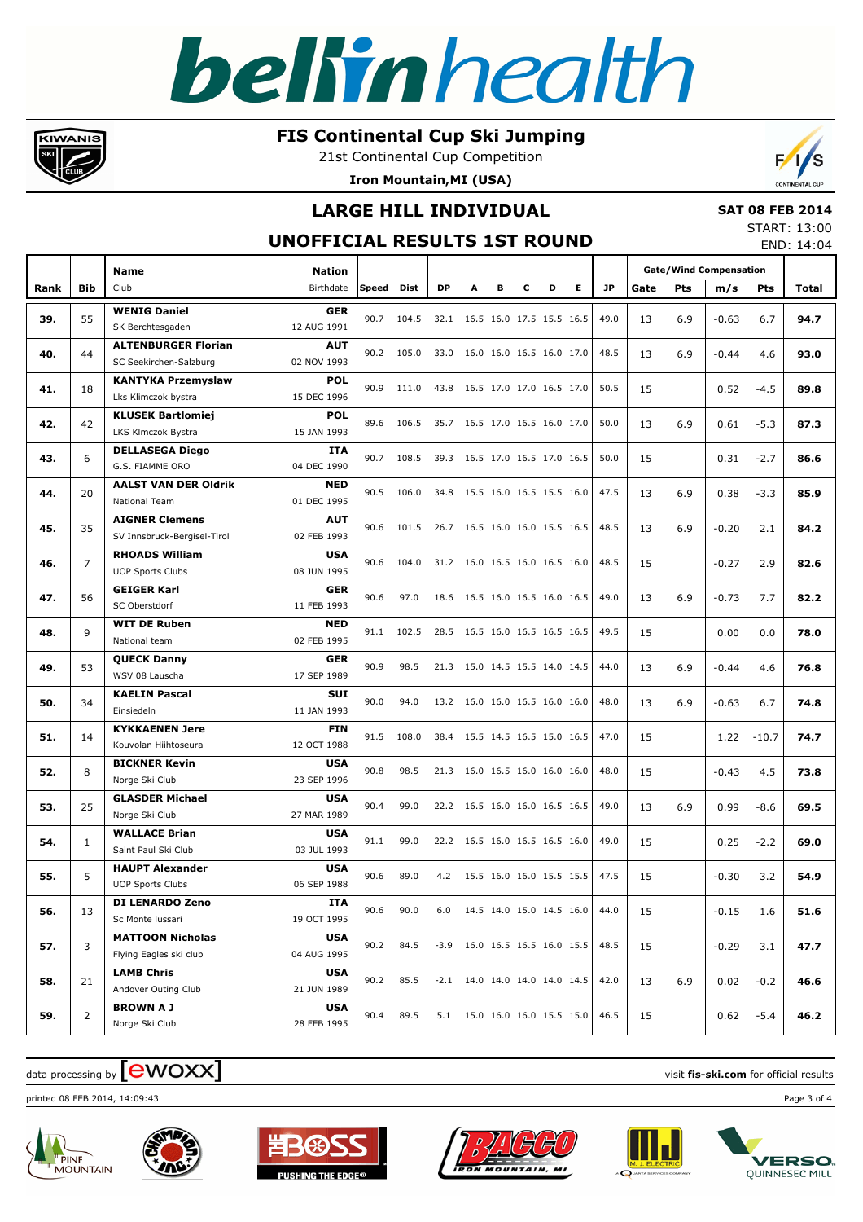# FIS Continental Cup Ski Jumping

21st Continental Cup Competition

**Iron Mountain,MI (USA)**

## LARGE HILL INDIVIDUAL

## UNOFFICIAL RESULTS 1ST ROUND

**SAT 08 FEB 2014**
START: 13:00
END: 14:04

| Rank | Bib | Name / Club | Nation / Birthdate | Speed | Dist | DP | A | B | C | D | E | JP | Gate | Pts | m/s | Pts | Total |
|---|---|---|---|---|---|---|---|---|---|---|---|---|---|---|---|---|---|
| 39. | 55 | **WENIG Daniel** SK Berchtesgaden | **GER** 12 AUG 1991 | 90.7 | 104.5 | 32.1 | 16.5 | 16.0 | 17.5 | 15.5 | 16.5 | 49.0 | 13 | 6.9 | -0.63 | 6.7 | **94.7** |
| 40. | 44 | **ALTENBURGER Florian** SC Seekirchen-Salzburg | **AUT** 02 NOV 1993 | 90.2 | 105.0 | 33.0 | 16.0 | 16.0 | 16.5 | 16.0 | 17.0 | 48.5 | 13 | 6.9 | -0.44 | 4.6 | **93.0** |
| 41. | 18 | **KANTYKA Przemyslaw** Lks Klimczok bystra | **POL** 15 DEC 1996 | 90.9 | 111.0 | 43.8 | 16.5 | 17.0 | 17.0 | 16.5 | 17.0 | 50.5 | 15 | | 0.52 | -4.5 | **89.8** |
| 42. | 42 | **KLUSEK Bartlomiej** LKS Klmczok Bystra | **POL** 15 JAN 1993 | 89.6 | 106.5 | 35.7 | 16.5 | 17.0 | 16.5 | 16.0 | 17.0 | 50.0 | 13 | 6.9 | 0.61 | -5.3 | **87.3** |
| 43. | 6 | **DELLASEGA Diego** G.S. FIAMME ORO | **ITA** 04 DEC 1990 | 90.7 | 108.5 | 39.3 | 16.5 | 17.0 | 16.5 | 17.0 | 16.5 | 50.0 | 15 | | 0.31 | -2.7 | **86.6** |
| 44. | 20 | **AALST VAN DER Oldrik** National Team | **NED** 01 DEC 1995 | 90.5 | 106.0 | 34.8 | 15.5 | 16.0 | 16.5 | 15.5 | 16.0 | 47.5 | 13 | 6.9 | 0.38 | -3.3 | **85.9** |
| 45. | 35 | **AIGNER Clemens** SV Innsbruck-Bergisel-Tirol | **AUT** 02 FEB 1993 | 90.6 | 101.5 | 26.7 | 16.5 | 16.0 | 16.0 | 15.5 | 16.5 | 48.5 | 13 | 6.9 | -0.20 | 2.1 | **84.2** |
| 46. | 7 | **RHOADS William** UOP Sports Clubs | **USA** 08 JUN 1995 | 90.6 | 104.0 | 31.2 | 16.0 | 16.5 | 16.0 | 16.5 | 16.0 | 48.5 | 15 | | -0.27 | 2.9 | **82.6** |
| 47. | 56 | **GEIGER Karl** SC Oberstdorf | **GER** 11 FEB 1993 | 90.6 | 97.0 | 18.6 | 16.5 | 16.0 | 16.5 | 16.0 | 16.5 | 49.0 | 13 | 6.9 | -0.73 | 7.7 | **82.2** |
| 48. | 9 | **WIT DE Ruben** National team | **NED** 02 FEB 1995 | 91.1 | 102.5 | 28.5 | 16.5 | 16.0 | 16.5 | 16.5 | 16.5 | 49.5 | 15 | | 0.00 | 0.0 | **78.0** |
| 49. | 53 | **QUECK Danny** WSV 08 Lauscha | **GER** 17 SEP 1989 | 90.9 | 98.5 | 21.3 | 15.0 | 14.5 | 15.5 | 14.0 | 14.5 | 44.0 | 13 | 6.9 | -0.44 | 4.6 | **76.8** |
| 50. | 34 | **KAELIN Pascal** Einsiedeln | **SUI** 11 JAN 1993 | 90.0 | 94.0 | 13.2 | 16.0 | 16.0 | 16.5 | 16.0 | 16.0 | 48.0 | 13 | 6.9 | -0.63 | 6.7 | **74.8** |
| 51. | 14 | **KYKKAENEN Jere** Kouvolan Hiihtoseura | **FIN** 12 OCT 1988 | 91.5 | 108.0 | 38.4 | 15.5 | 14.5 | 16.5 | 15.0 | 16.5 | 47.0 | 15 | | 1.22 | -10.7 | **74.7** |
| 52. | 8 | **BICKNER Kevin** Norge Ski Club | **USA** 23 SEP 1996 | 90.8 | 98.5 | 21.3 | 16.0 | 16.5 | 16.0 | 16.0 | 16.0 | 48.0 | 15 | | -0.43 | 4.5 | **73.8** |
| 53. | 25 | **GLASDER Michael** Norge Ski Club | **USA** 27 MAR 1989 | 90.4 | 99.0 | 22.2 | 16.5 | 16.0 | 16.0 | 16.5 | 16.5 | 49.0 | 13 | 6.9 | 0.99 | -8.6 | **69.5** |
| 54. | 1 | **WALLACE Brian** Saint Paul Ski Club | **USA** 03 JUL 1993 | 91.1 | 99.0 | 22.2 | 16.5 | 16.0 | 16.5 | 16.5 | 16.0 | 49.0 | 15 | | 0.25 | -2.2 | **69.0** |
| 55. | 5 | **HAUPT Alexander** UOP Sports Clubs | **USA** 06 SEP 1988 | 90.6 | 89.0 | 4.2 | 15.5 | 16.0 | 16.0 | 15.5 | 15.5 | 47.5 | 15 | | -0.30 | 3.2 | **54.9** |
| 56. | 13 | **DI LENARDO Zeno** Sc Monte lussari | **ITA** 19 OCT 1995 | 90.6 | 90.0 | 6.0 | 14.5 | 14.0 | 15.0 | 14.5 | 16.0 | 44.0 | 15 | | -0.15 | 1.6 | **51.6** |
| 57. | 3 | **MATTOON Nicholas** Flying Eagles ski club | **USA** 04 AUG 1995 | 90.2 | 84.5 | -3.9 | 16.0 | 16.5 | 16.5 | 16.0 | 15.5 | 48.5 | 15 | | -0.29 | 3.1 | **47.7** |
| 58. | 21 | **LAMB Chris** Andover Outing Club | **USA** 21 JUN 1989 | 90.2 | 85.5 | -2.1 | 14.0 | 14.0 | 14.0 | 14.0 | 14.5 | 42.0 | 13 | 6.9 | 0.02 | -0.2 | **46.6** |
| 59. | 2 | **BROWN A J** Norge Ski Club | **USA** 28 FEB 1995 | 90.4 | 89.5 | 5.1 | 15.0 | 16.0 | 16.0 | 15.5 | 15.0 | 46.5 | 15 | | 0.62 | -5.4 | **46.2** |

data processing by ewoxx — visit **fis-ski.com** for official results

printed 08 FEB 2014, 14:09:43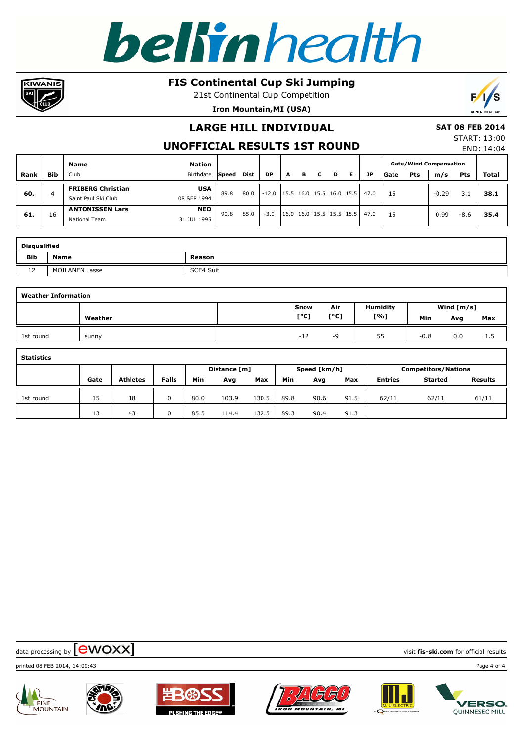# FIS Continental Cup Ski Jumping

21st Continental Cup Competition

**Iron Mountain,MI (USA)**

## LARGE HILL INDIVIDUAL

**SAT 08 FEB 2014**

START: 13:00

END: 14:04

## UNOFFICIAL RESULTS 1ST ROUND

| Rank | Bib | Name / Club | Nation / Birthdate | Speed | Dist | DP | A | B | C | D | E | JP | Gate | Gate Pts | Wind m/s | Wind Pts | Total |
|---|---|---|---|---|---|---|---|---|---|---|---|---|---|---|---|---|---|
| 60. | 4 | **FRIBERG Christian** Saint Paul Ski Club | **USA** 08 SEP 1994 | 89.8 | 80.0 | -12.0 | 15.5 | 16.0 | 15.5 | 16.0 | 15.5 | 47.0 | 15 | | -0.29 | 3.1 | **38.1** |
| 61. | 16 | **ANTONISSEN Lars** National Team | **NED** 31 JUL 1995 | 90.8 | 85.0 | -3.0 | 16.0 | 16.0 | 15.5 | 15.5 | 15.5 | 47.0 | 15 | | 0.99 | -8.6 | **35.4** |

### Disqualified

| Bib | Name | Reason |
|---|---|---|
| 12 | MOILANEN Lasse | SCE4 Suit |

### Weather Information

| | Weather | Snow [°C] | Air [°C] | Humidity [%] | Wind [m/s] Min | Wind Avg | Wind Max |
|---|---|---|---|---|---|---|---|
| 1st round | sunny | -12 | -9 | 55 | -0.8 | 0.0 | 1.5 |

### Statistics

| | Gate | Athletes | Falls | Distance [m] Min | Distance Avg | Distance Max | Speed [km/h] Min | Speed Avg | Speed Max | Entries | Started | Results |
|---|---|---|---|---|---|---|---|---|---|---|---|---|
| 1st round | 15 | 18 | 0 | 80.0 | 103.9 | 130.5 | 89.8 | 90.6 | 91.5 | 62/11 | 62/11 | 61/11 |
| | 13 | 43 | 0 | 85.5 | 114.4 | 132.5 | 89.3 | 90.4 | 91.3 | | | |

data processing by ewoxx

visit **fis-ski.com** for official results

printed 08 FEB 2014, 14:09:43